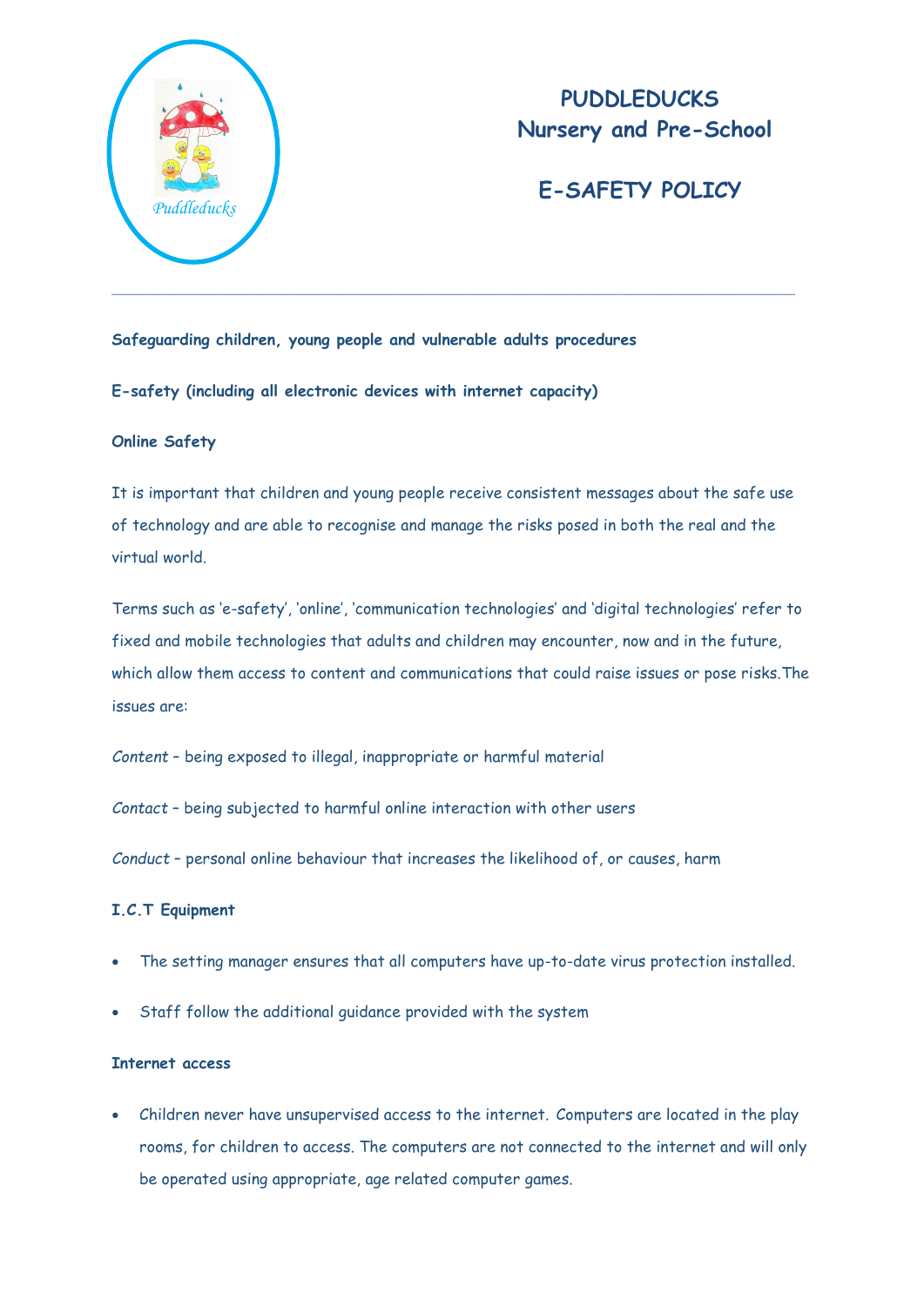# PUDDLEDUCKS
## Nursery and Pre-School

## E-SAFETY POLICY

---

**Safeguarding children, young people and vulnerable adults procedures**

**E-safety (including all electronic devices with internet capacity)**

**Online Safety**

It is important that children and young people receive consistent messages about the safe use of technology and are able to recognise and manage the risks posed in both the real and the virtual world.

Terms such as 'e-safety', 'online', 'communication technologies' and 'digital technologies' refer to fixed and mobile technologies that adults and children may encounter, now and in the future, which allow them access to content and communications that could raise issues or pose risks.The issues are:

*Content* – being exposed to illegal, inappropriate or harmful material

*Contact* – being subjected to harmful online interaction with other users

*Conduct* – personal online behaviour that increases the likelihood of, or causes, harm

**I.C.T Equipment**

- The setting manager ensures that all computers have up-to-date virus protection installed.
- Staff follow the additional guidance provided with the system

**Internet access**

- Children never have unsupervised access to the internet. Computers are located in the play rooms, for children to access. The computers are not connected to the internet and will only be operated using appropriate, age related computer games.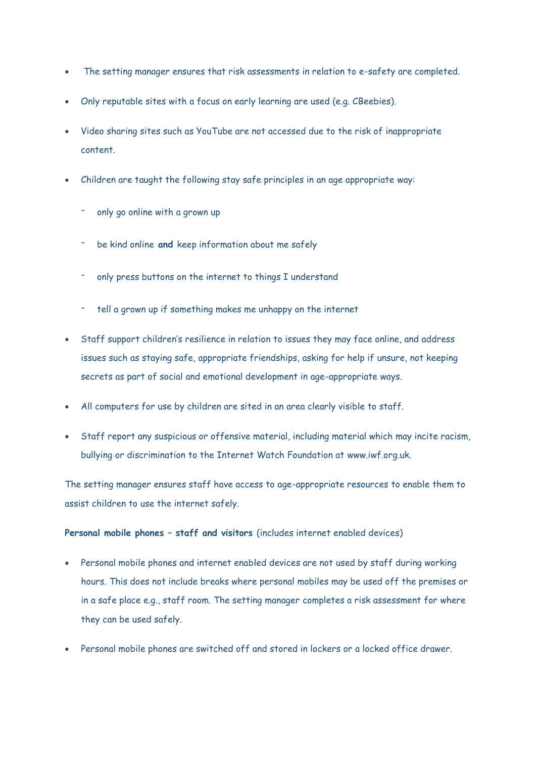- The setting manager ensures that risk assessments in relation to e-safety are completed.
- Only reputable sites with a focus on early learning are used (e.g. CBeebies).
- Video sharing sites such as YouTube are not accessed due to the risk of inappropriate content.
- Children are taught the following stay safe principles in an age appropriate way:
  - only go online with a grown up
  - be kind online **and** keep information about me safely
  - only press buttons on the internet to things I understand
  - tell a grown up if something makes me unhappy on the internet
- Staff support children's resilience in relation to issues they may face online, and address issues such as staying safe, appropriate friendships, asking for help if unsure, not keeping secrets as part of social and emotional development in age-appropriate ways.
- All computers for use by children are sited in an area clearly visible to staff.
- Staff report any suspicious or offensive material, including material which may incite racism, bullying or discrimination to the Internet Watch Foundation at www.iwf.org.uk.

The setting manager ensures staff have access to age-appropriate resources to enable them to assist children to use the internet safely.

**Personal mobile phones – staff and visitors** (includes internet enabled devices)

- Personal mobile phones and internet enabled devices are not used by staff during working hours. This does not include breaks where personal mobiles may be used off the premises or in a safe place e.g., staff room. The setting manager completes a risk assessment for where they can be used safely.
- Personal mobile phones are switched off and stored in lockers or a locked office drawer.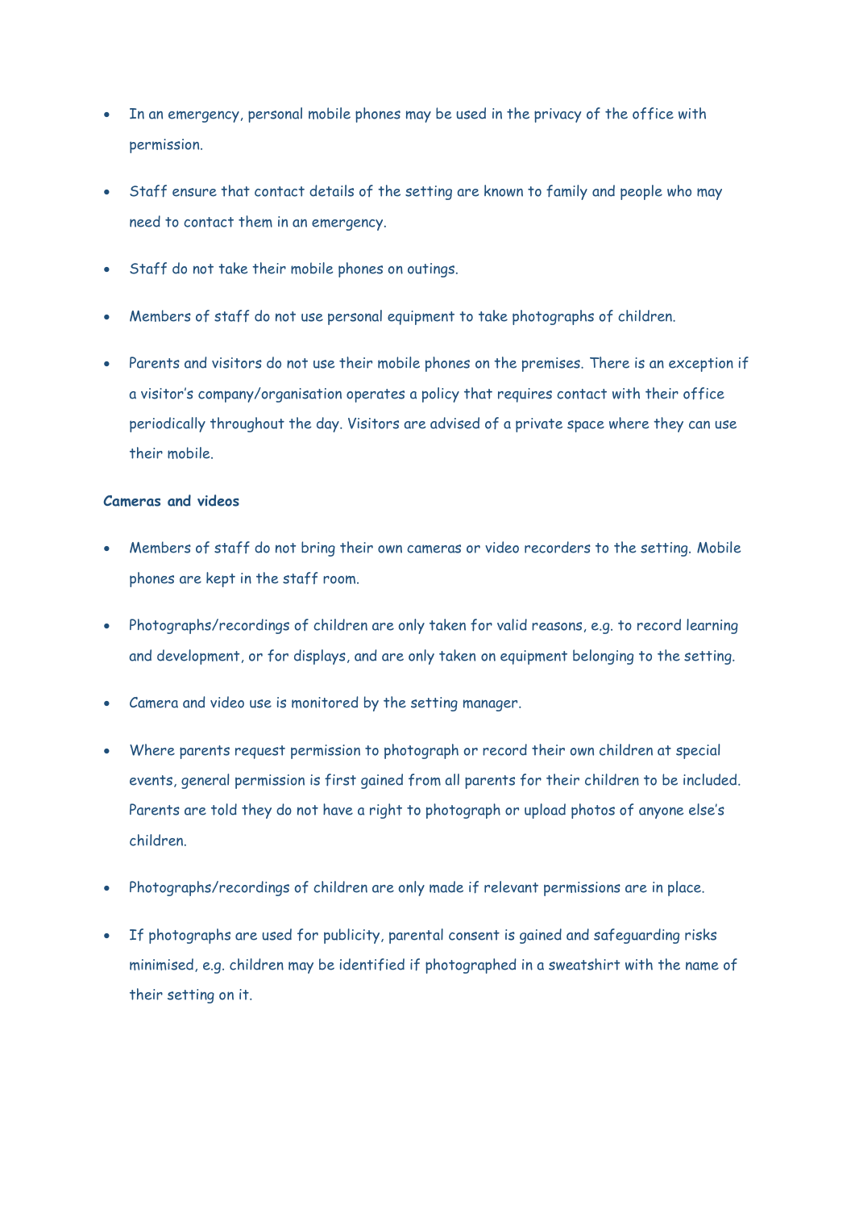- In an emergency, personal mobile phones may be used in the privacy of the office with permission.
- Staff ensure that contact details of the setting are known to family and people who may need to contact them in an emergency.
- Staff do not take their mobile phones on outings.
- Members of staff do not use personal equipment to take photographs of children.
- Parents and visitors do not use their mobile phones on the premises. There is an exception if a visitor's company/organisation operates a policy that requires contact with their office periodically throughout the day. Visitors are advised of a private space where they can use their mobile.

**Cameras and videos**

- Members of staff do not bring their own cameras or video recorders to the setting. Mobile phones are kept in the staff room.
- Photographs/recordings of children are only taken for valid reasons, e.g. to record learning and development, or for displays, and are only taken on equipment belonging to the setting.
- Camera and video use is monitored by the setting manager.
- Where parents request permission to photograph or record their own children at special events, general permission is first gained from all parents for their children to be included. Parents are told they do not have a right to photograph or upload photos of anyone else's children.
- Photographs/recordings of children are only made if relevant permissions are in place.
- If photographs are used for publicity, parental consent is gained and safeguarding risks minimised, e.g. children may be identified if photographed in a sweatshirt with the name of their setting on it.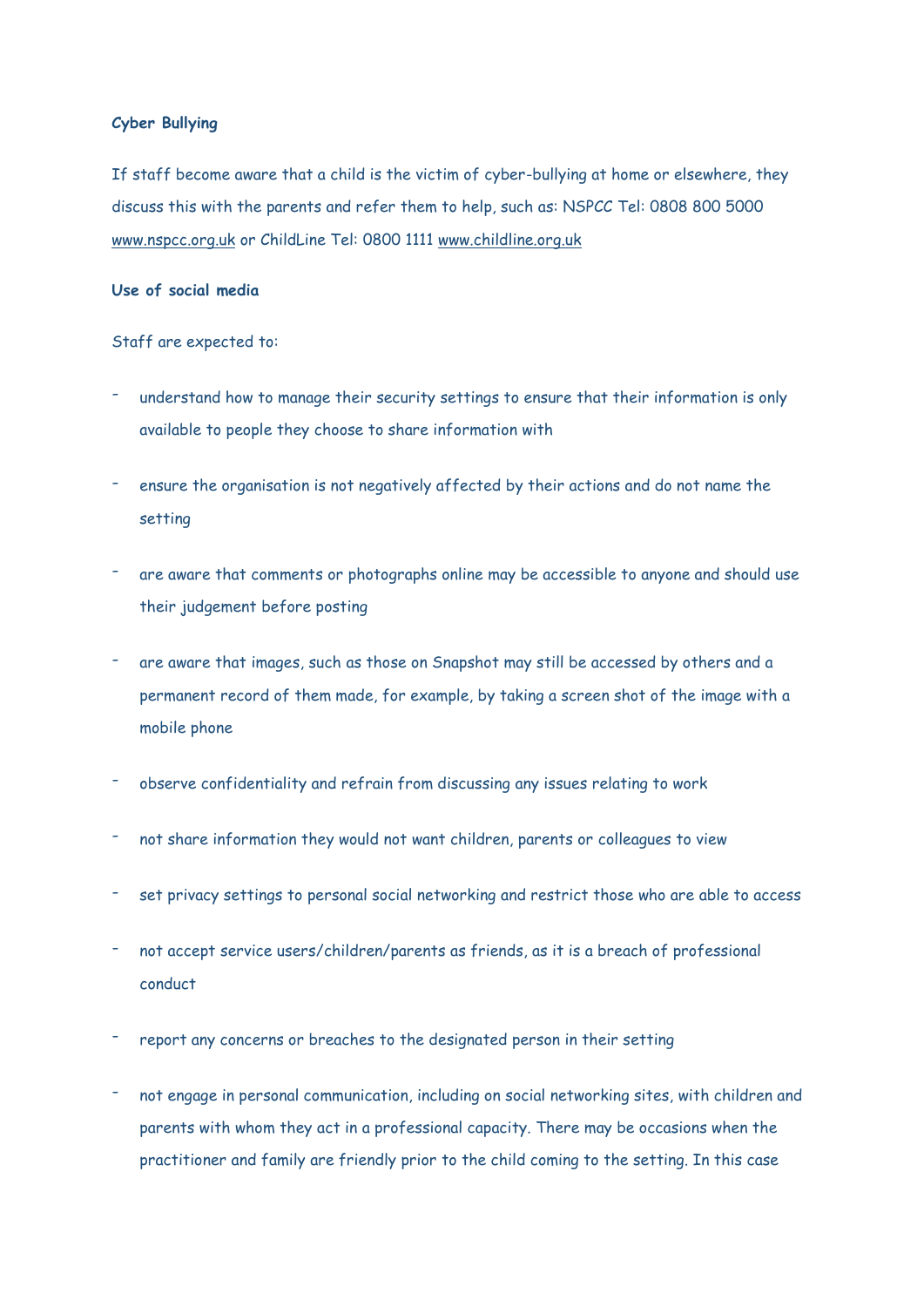**Cyber Bullying**

If staff become aware that a child is the victim of cyber-bullying at home or elsewhere, they discuss this with the parents and refer them to help, such as: NSPCC Tel: 0808 800 5000 www.nspcc.org.uk or ChildLine Tel: 0800 1111 www.childline.org.uk

**Use of social media**

Staff are expected to:

- understand how to manage their security settings to ensure that their information is only available to people they choose to share information with
- ensure the organisation is not negatively affected by their actions and do not name the setting
- are aware that comments or photographs online may be accessible to anyone and should use their judgement before posting
- are aware that images, such as those on Snapshot may still be accessed by others and a permanent record of them made, for example, by taking a screen shot of the image with a mobile phone
- observe confidentiality and refrain from discussing any issues relating to work
- not share information they would not want children, parents or colleagues to view
- set privacy settings to personal social networking and restrict those who are able to access
- not accept service users/children/parents as friends, as it is a breach of professional conduct
- report any concerns or breaches to the designated person in their setting
- not engage in personal communication, including on social networking sites, with children and parents with whom they act in a professional capacity. There may be occasions when the practitioner and family are friendly prior to the child coming to the setting. In this case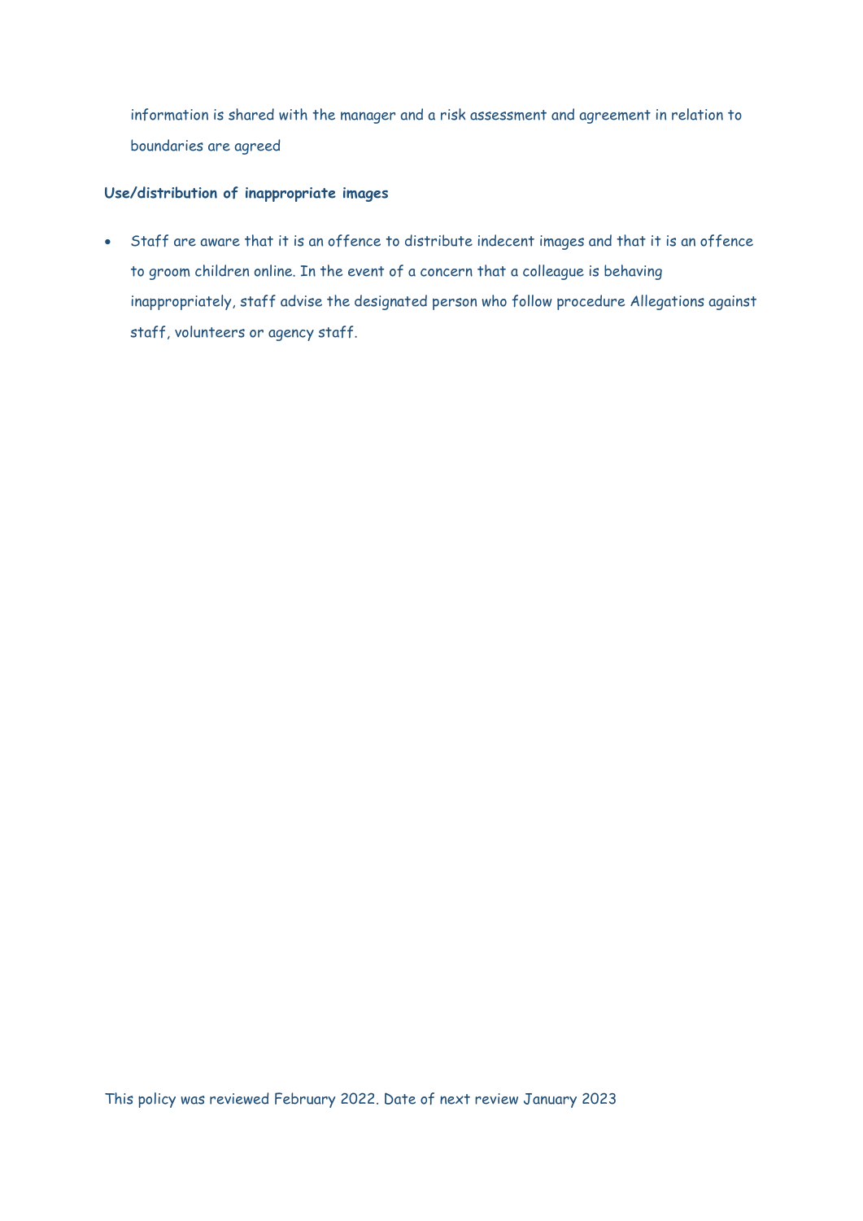information is shared with the manager and a risk assessment and agreement in relation to boundaries are agreed

**Use/distribution of inappropriate images**

- Staff are aware that it is an offence to distribute indecent images and that it is an offence to groom children online. In the event of a concern that a colleague is behaving inappropriately, staff advise the designated person who follow procedure Allegations against staff, volunteers or agency staff.

This policy was reviewed February 2022. Date of next review January 2023